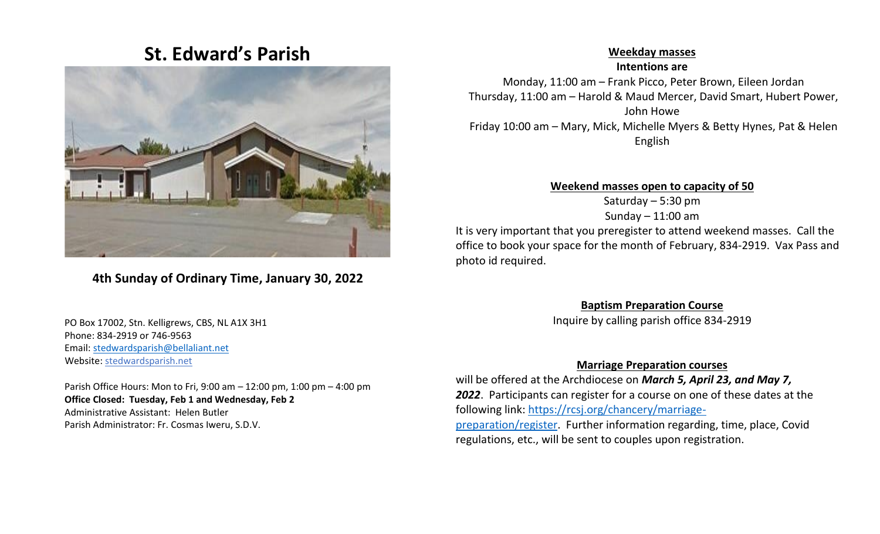# St. Edward's Parish

**4th Sunday of Ordinary Time, January 30, 2022**

PO Box 17002, Stn. Kelligrews, CBS, NL A1X 3H1
Phone: 834-2919 or 746-9563
Email: stedwardsparish@bellaliant.net
Website: stedwardsparish.net

Parish Office Hours: Mon to Fri, 9:00 am – 12:00 pm, 1:00 pm – 4:00 pm
**Office Closed: Tuesday, Feb 1 and Wednesday, Feb 2**
Administrative Assistant: Helen Butler
Parish Administrator: Fr. Cosmas Iweru, S.D.V.

## Weekday masses

**Intentions are**

Monday, 11:00 am – Frank Picco, Peter Brown, Eileen Jordan
Thursday, 11:00 am – Harold & Maud Mercer, David Smart, Hubert Power, John Howe
Friday 10:00 am – Mary, Mick, Michelle Myers & Betty Hynes, Pat & Helen English

## Weekend masses open to capacity of 50

Saturday – 5:30 pm
Sunday – 11:00 am

It is very important that you preregister to attend weekend masses. Call the office to book your space for the month of February, 834-2919. Vax Pass and photo id required.

## Baptism Preparation Course

Inquire by calling parish office 834-2919

## Marriage Preparation courses

will be offered at the Archdiocese on ***March 5, April 23, and May 7, 2022***. Participants can register for a course on one of these dates at the following link: https://rcsj.org/chancery/marriage-preparation/register. Further information regarding, time, place, Covid regulations, etc., will be sent to couples upon registration.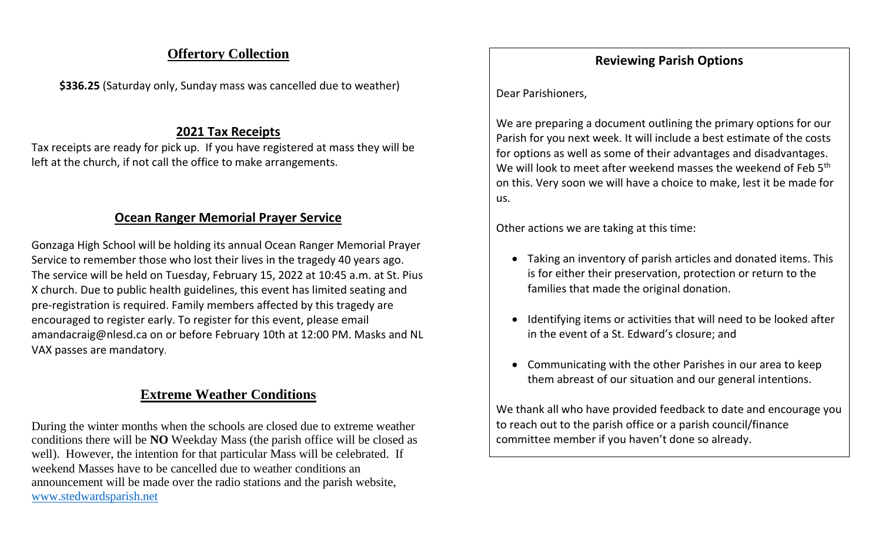## Offertory Collection

**$336.25** (Saturday only, Sunday mass was cancelled due to weather)

## 2021 Tax Receipts

Tax receipts are ready for pick up. If you have registered at mass they will be left at the church, if not call the office to make arrangements.

## Ocean Ranger Memorial Prayer Service

Gonzaga High School will be holding its annual Ocean Ranger Memorial Prayer Service to remember those who lost their lives in the tragedy 40 years ago. The service will be held on Tuesday, February 15, 2022 at 10:45 a.m. at St. Pius X church. Due to public health guidelines, this event has limited seating and pre-registration is required. Family members affected by this tragedy are encouraged to register early. To register for this event, please email amandacraig@nlesd.ca on or before February 10th at 12:00 PM. Masks and NL VAX passes are mandatory.

## Extreme Weather Conditions

During the winter months when the schools are closed due to extreme weather conditions there will be **NO** Weekday Mass (the parish office will be closed as well). However, the intention for that particular Mass will be celebrated. If weekend Masses have to be cancelled due to weather conditions an announcement will be made over the radio stations and the parish website, www.stedwardsparish.net

## Reviewing Parish Options

Dear Parishioners,

We are preparing a document outlining the primary options for our Parish for you next week. It will include a best estimate of the costs for options as well as some of their advantages and disadvantages. We will look to meet after weekend masses the weekend of Feb 5th on this. Very soon we will have a choice to make, lest it be made for us.

Other actions we are taking at this time:

- Taking an inventory of parish articles and donated items. This is for either their preservation, protection or return to the families that made the original donation.
- Identifying items or activities that will need to be looked after in the event of a St. Edward's closure; and
- Communicating with the other Parishes in our area to keep them abreast of our situation and our general intentions.

We thank all who have provided feedback to date and encourage you to reach out to the parish office or a parish council/finance committee member if you haven't done so already.